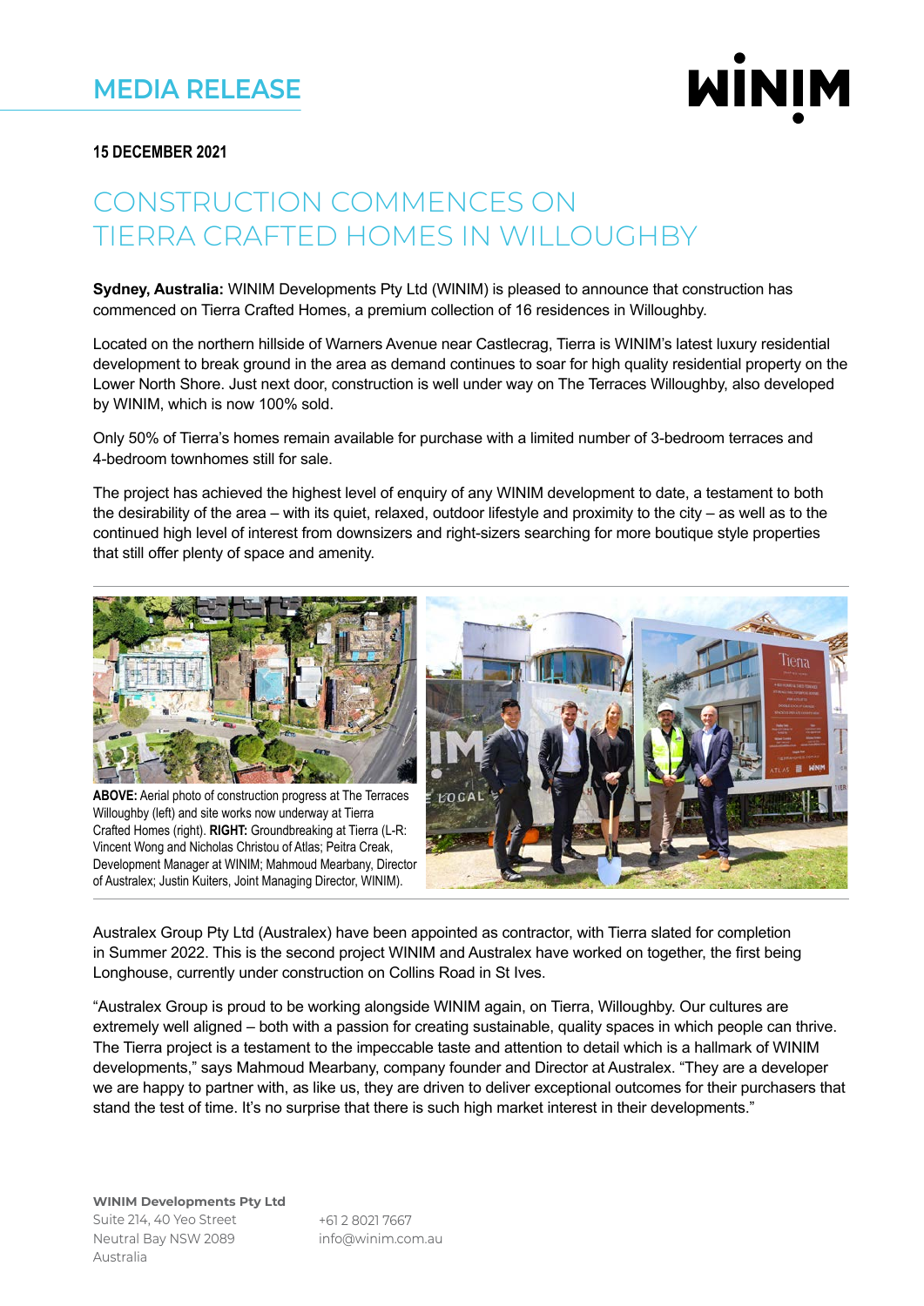# MEDIA RELEASE

WINIM

**15 DECEMBER 2021**

## CONSTRUCTION COMMENCES ON TIERRA CRAFTED HOMES IN WILLOUGHBY

**Sydney, Australia:** WINIM Developments Pty Ltd (WINIM) is pleased to announce that construction has commenced on Tierra Crafted Homes, a premium collection of 16 residences in Willoughby.

Located on the northern hillside of Warners Avenue near Castlecrag, Tierra is WINIM's latest luxury residential development to break ground in the area as demand continues to soar for high quality residential property on the Lower North Shore. Just next door, construction is well under way on The Terraces Willoughby, also developed by WINIM, which is now 100% sold.

Only 50% of Tierra's homes remain available for purchase with a limited number of 3-bedroom terraces and 4-bedroom townhomes still for sale.

The project has achieved the highest level of enquiry of any WINIM development to date, a testament to both the desirability of the area – with its quiet, relaxed, outdoor lifestyle and proximity to the city – as well as to the continued high level of interest from downsizers and right-sizers searching for more boutique style properties that still offer plenty of space and amenity.

**ABOVE:** Aerial photo of construction progress at The Terraces Willoughby (left) and site works now underway at Tierra Crafted Homes (right). **RIGHT:** Groundbreaking at Tierra (L-R: Vincent Wong and Nicholas Christou of Atlas; Peitra Creak, Development Manager at WINIM; Mahmoud Mearbany, Director of Australex; Justin Kuiters, Joint Managing Director, WINIM).

Australex Group Pty Ltd (Australex) have been appointed as contractor, with Tierra slated for completion in Summer 2022. This is the second project WINIM and Australex have worked on together, the first being Longhouse, currently under construction on Collins Road in St Ives.

"Australex Group is proud to be working alongside WINIM again, on Tierra, Willoughby. Our cultures are extremely well aligned – both with a passion for creating sustainable, quality spaces in which people can thrive. The Tierra project is a testament to the impeccable taste and attention to detail which is a hallmark of WINIM developments," says Mahmoud Mearbany, company founder and Director at Australex. "They are a developer we are happy to partner with, as like us, they are driven to deliver exceptional outcomes for their purchasers that stand the test of time. It's no surprise that there is such high market interest in their developments."

**WINIM Developments Pty Ltd**
Suite 214, 40 Yeo Street
Neutral Bay NSW 2089
Australia

+61 2 8021 7667
info@winim.com.au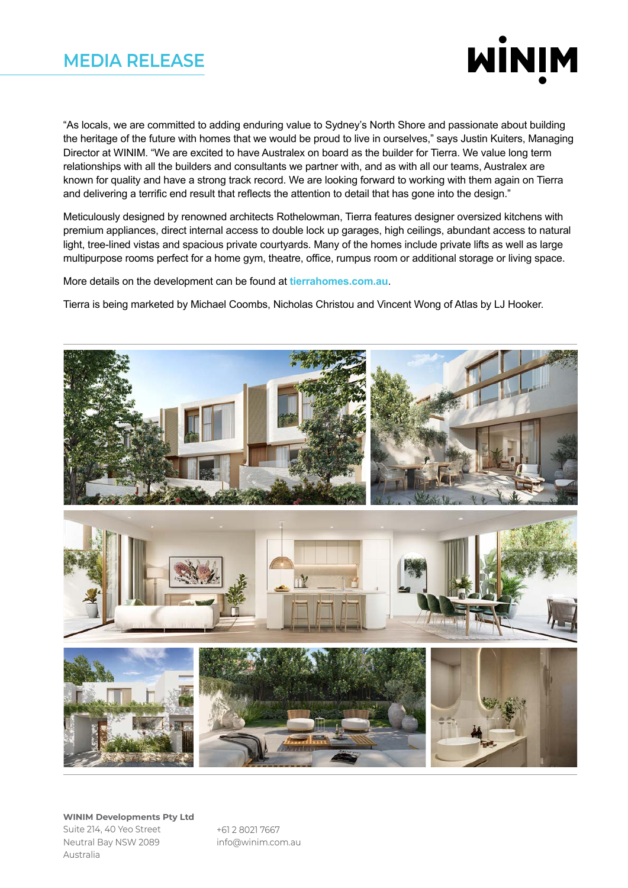# MEDIA RELEASE

"As locals, we are committed to adding enduring value to Sydney's North Shore and passionate about building the heritage of the future with homes that we would be proud to live in ourselves," says Justin Kuiters, Managing Director at WINIM. "We are excited to have Australex on board as the builder for Tierra. We value long term relationships with all the builders and consultants we partner with, and as with all our teams, Australex are known for quality and have a strong track record. We are looking forward to working with them again on Tierra and delivering a terrific end result that reflects the attention to detail that has gone into the design."

Meticulously designed by renowned architects Rothelowman, Tierra features designer oversized kitchens with premium appliances, direct internal access to double lock up garages, high ceilings, abundant access to natural light, tree-lined vistas and spacious private courtyards. Many of the homes include private lifts as well as large multipurpose rooms perfect for a home gym, theatre, office, rumpus room or additional storage or living space.

More details on the development can be found at **tierrahomes.com.au**.

Tierra is being marketed by Michael Coombs, Nicholas Christou and Vincent Wong of Atlas by LJ Hooker.

**WINIM Developments Pty Ltd**
Suite 214, 40 Yeo Street
Neutral Bay NSW 2089
Australia

+61 2 8021 7667
info@winim.com.au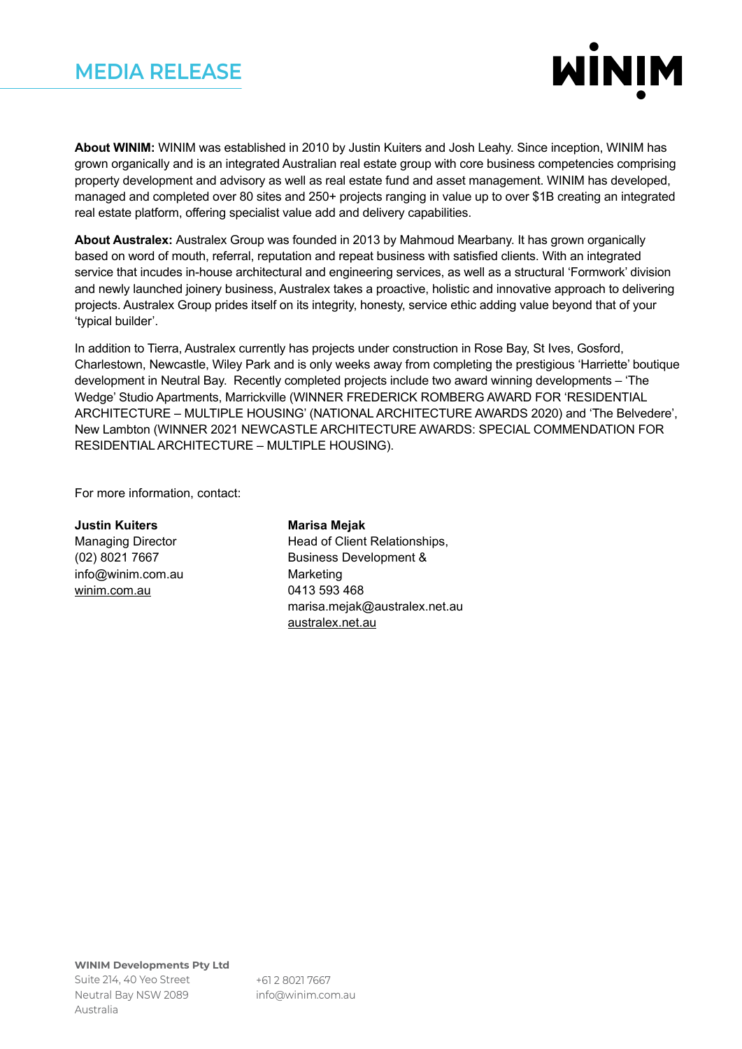**About WINIM:** WINIM was established in 2010 by Justin Kuiters and Josh Leahy. Since inception, WINIM has grown organically and is an integrated Australian real estate group with core business competencies comprising property development and advisory as well as real estate fund and asset management. WINIM has developed, managed and completed over 80 sites and 250+ projects ranging in value up to over $1B creating an integrated real estate platform, offering specialist value add and delivery capabilities.

**About Australex:** Australex Group was founded in 2013 by Mahmoud Mearbany. It has grown organically based on word of mouth, referral, reputation and repeat business with satisfied clients. With an integrated service that incudes in-house architectural and engineering services, as well as a structural 'Formwork' division and newly launched joinery business, Australex takes a proactive, holistic and innovative approach to delivering projects. Australex Group prides itself on its integrity, honesty, service ethic adding value beyond that of your 'typical builder'.

In addition to Tierra, Australex currently has projects under construction in Rose Bay, St Ives, Gosford, Charlestown, Newcastle, Wiley Park and is only weeks away from completing the prestigious 'Harriette' boutique development in Neutral Bay. Recently completed projects include two award winning developments – 'The Wedge' Studio Apartments, Marrickville (WINNER FREDERICK ROMBERG AWARD FOR 'RESIDENTIAL ARCHITECTURE – MULTIPLE HOUSING' (NATIONAL ARCHITECTURE AWARDS 2020) and 'The Belvedere', New Lambton (WINNER 2021 NEWCASTLE ARCHITECTURE AWARDS: SPECIAL COMMENDATION FOR RESIDENTIAL ARCHITECTURE – MULTIPLE HOUSING).

For more information, contact:

**Justin Kuiters**
Managing Director
(02) 8021 7667
info@winim.com.au
winim.com.au

**Marisa Mejak**
Head of Client Relationships, Business Development & Marketing
0413 593 468
marisa.mejak@australex.net.au
australex.net.au

**WINIM Developments Pty Ltd**
Suite 214, 40 Yeo Street
Neutral Bay NSW 2089
Australia

+61 2 8021 7667
info@winim.com.au